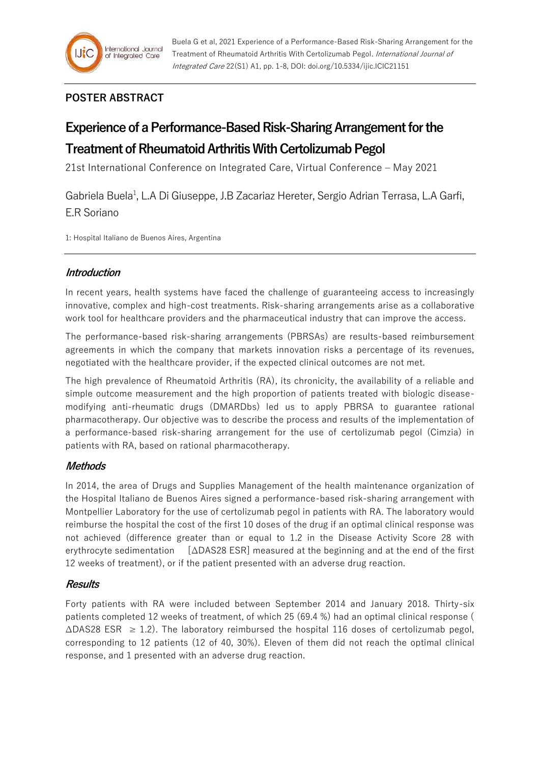**POSTER ABSTRACT**

# Experience of a Performance-Based Risk-Sharing Arrangement for the Treatment of Rheumatoid Arthritis With Certolizumab Pegol

21st International Conference on Integrated Care, Virtual Conference – May 2021

Gabriela Buela[1], L.A Di Giuseppe, J.B Zacariaz Hereter, Sergio Adrian Terrasa, L.A Garfi, E.R Soriano

1: Hospital Italiano de Buenos Aires, Argentina

## *Introduction*

In recent years, health systems have faced the challenge of guaranteeing access to increasingly innovative, complex and high-cost treatments. Risk-sharing arrangements arise as a collaborative work tool for healthcare providers and the pharmaceutical industry that can improve the access.

The performance-based risk-sharing arrangements (PBRSAs) are results-based reimbursement agreements in which the company that markets innovation risks a percentage of its revenues, negotiated with the healthcare provider, if the expected clinical outcomes are not met.

The high prevalence of Rheumatoid Arthritis (RA), its chronicity, the availability of a reliable and simple outcome measurement and the high proportion of patients treated with biologic disease-modifying anti-rheumatic drugs (DMARDbs) led us to apply PBRSA to guarantee rational pharmacotherapy. Our objective was to describe the process and results of the implementation of a performance-based risk-sharing arrangement for the use of certolizumab pegol (Cimzia) in patients with RA, based on rational pharmacotherapy.

## *Methods*

In 2014, the area of Drugs and Supplies Management of the health maintenance organization of the Hospital Italiano de Buenos Aires signed a performance-based risk-sharing arrangement with Montpellier Laboratory for the use of certolizumab pegol in patients with RA. The laboratory would reimburse the hospital the cost of the first 10 doses of the drug if an optimal clinical response was not achieved (difference greater than or equal to 1.2 in the Disease Activity Score 28 with erythrocyte sedimentation [ΔDAS28 ESR] measured at the beginning and at the end of the first 12 weeks of treatment), or if the patient presented with an adverse drug reaction.

## *Results*

Forty patients with RA were included between September 2014 and January 2018. Thirty-six patients completed 12 weeks of treatment, of which 25 (69.4 %) had an optimal clinical response (ΔDAS28 ESR $\geq$ 1.2). The laboratory reimbursed the hospital 116 doses of certolizumab pegol, corresponding to 12 patients (12 of 40, 30%). Eleven of them did not reach the optimal clinical response, and 1 presented with an adverse drug reaction.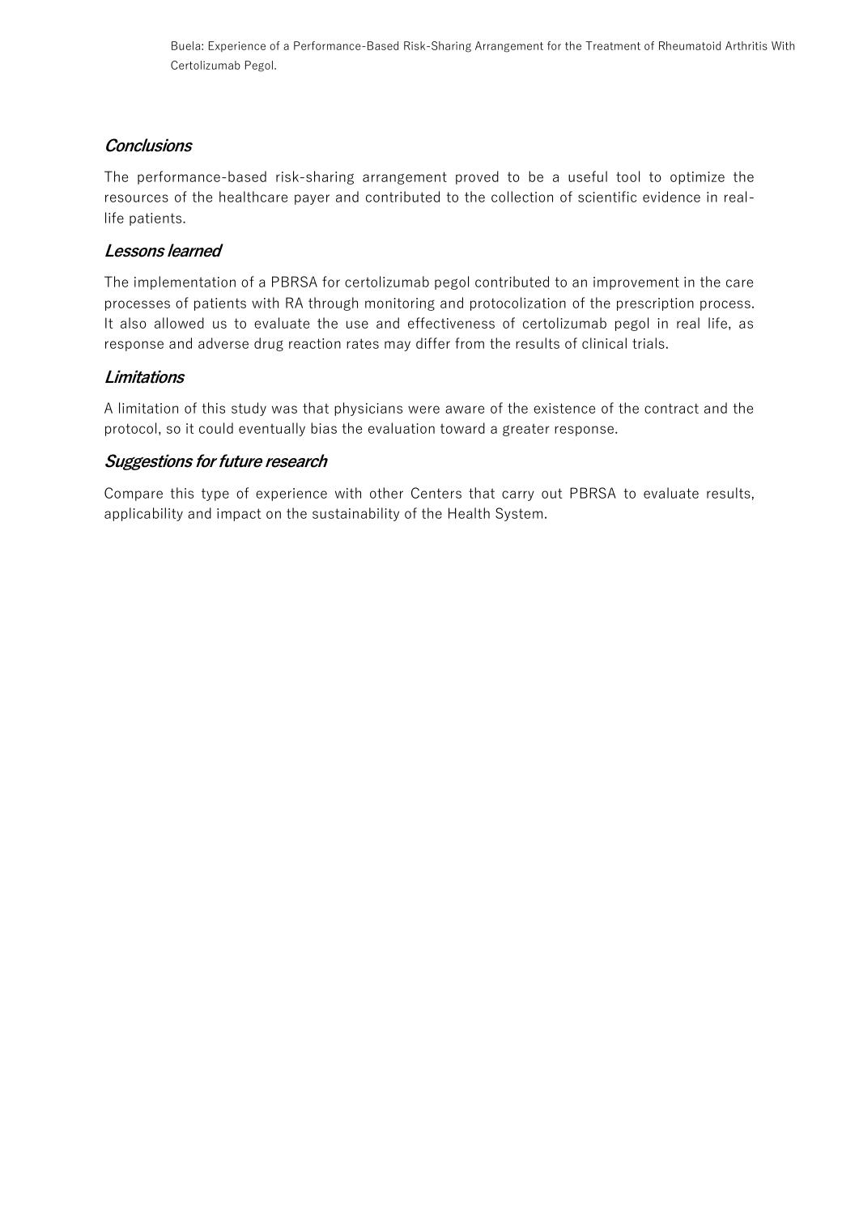### *Conclusions*

The performance-based risk-sharing arrangement proved to be a useful tool to optimize the resources of the healthcare payer and contributed to the collection of scientific evidence in real-life patients.

### *Lessons learned*

The implementation of a PBRSA for certolizumab pegol contributed to an improvement in the care processes of patients with RA through monitoring and protocolization of the prescription process. It also allowed us to evaluate the use and effectiveness of certolizumab pegol in real life, as response and adverse drug reaction rates may differ from the results of clinical trials.

### *Limitations*

A limitation of this study was that physicians were aware of the existence of the contract and the protocol, so it could eventually bias the evaluation toward a greater response.

### *Suggestions for future research*

Compare this type of experience with other Centers that carry out PBRSA to evaluate results, applicability and impact on the sustainability of the Health System.